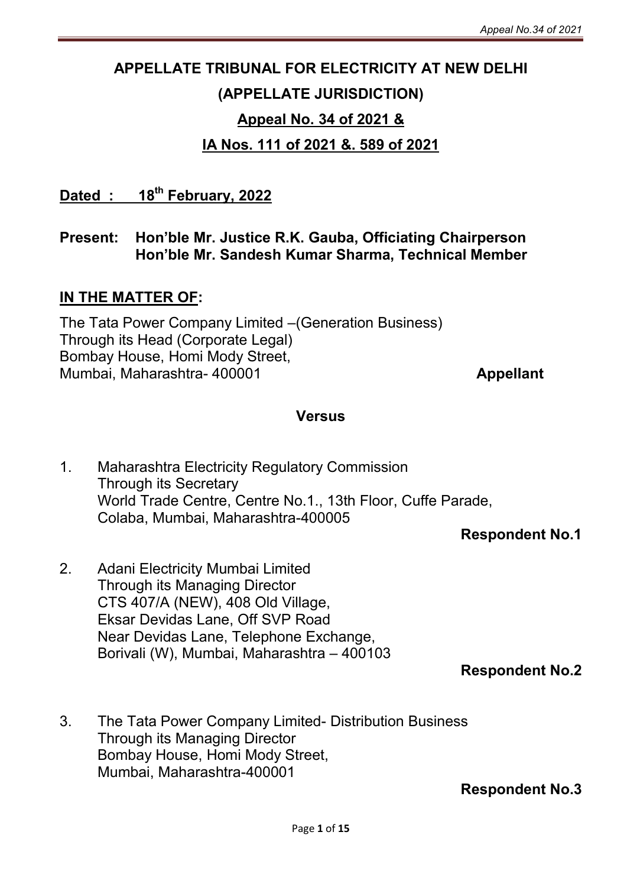# APPELLATE TRIBUNAL FOR ELECTRICITY AT NEW DELHI

## (APPELLATE JURISDICTION)

## Appeal No. 34 of 2021 &

## IA Nos. 111 of 2021 &. 589 of 2021

**Dated : 18th February, 2022**

**Present: Hon'ble Mr. Justice R.K. Gauba, Officiating Chairperson**
**Hon'ble Mr. Sandesh Kumar Sharma, Technical Member**

**IN THE MATTER OF:**

The Tata Power Company Limited –(Generation Business)
Through its Head (Corporate Legal)
Bombay House, Homi Mody Street,
Mumbai, Maharashtra- 400001 **Appellant**

**Versus**

1. Maharashtra Electricity Regulatory Commission
   Through its Secretary
   World Trade Centre, Centre No.1., 13th Floor, Cuffe Parade,
   Colaba, Mumbai, Maharashtra-400005

   **Respondent No.1**

2. Adani Electricity Mumbai Limited
   Through its Managing Director
   CTS 407/A (NEW), 408 Old Village,
   Eksar Devidas Lane, Off SVP Road
   Near Devidas Lane, Telephone Exchange,
   Borivali (W), Mumbai, Maharashtra – 400103

   **Respondent No.2**

3. The Tata Power Company Limited- Distribution Business
   Through its Managing Director
   Bombay House, Homi Mody Street,
   Mumbai, Maharashtra-400001

   **Respondent No.3**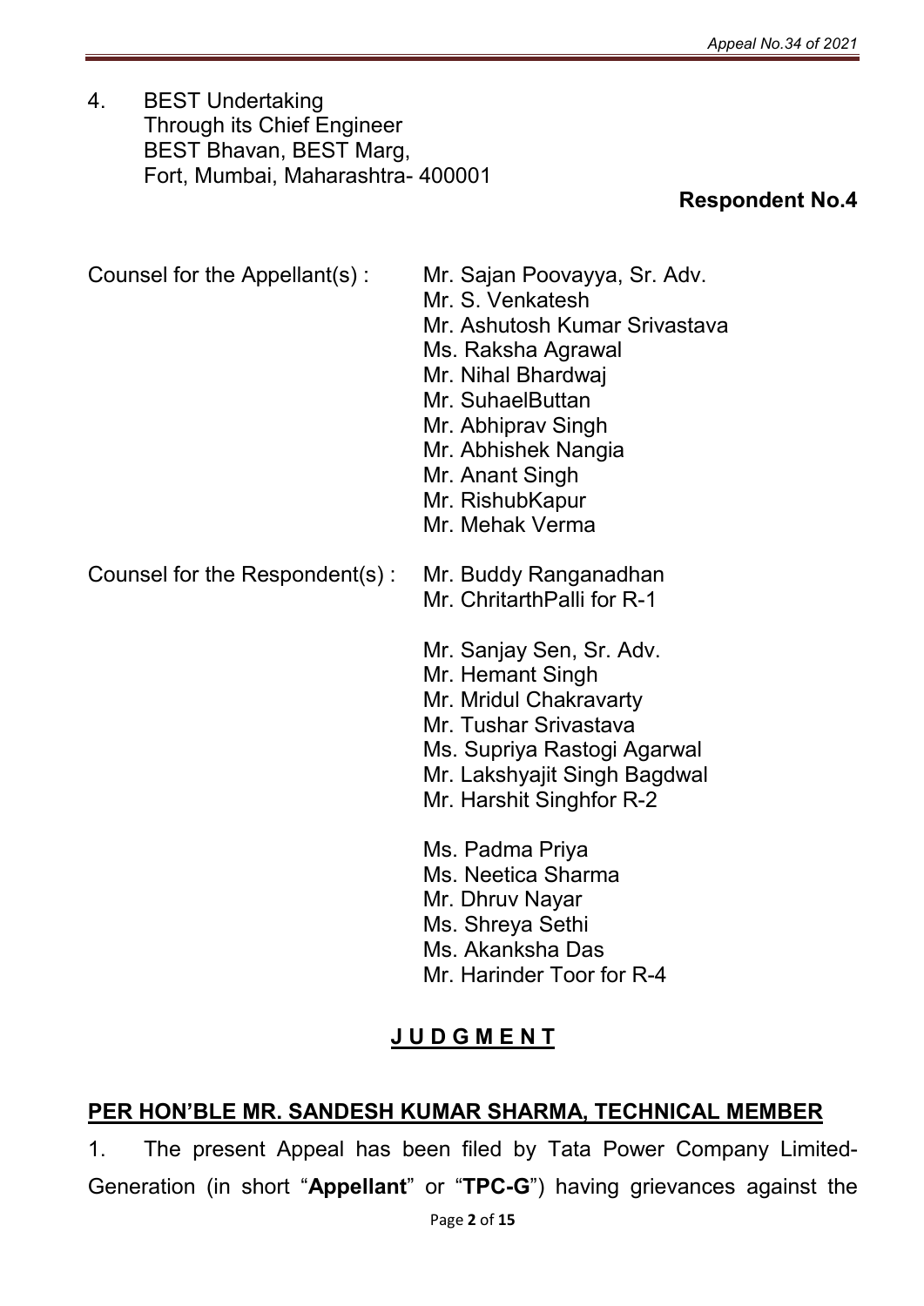4. BEST Undertaking
   Through its Chief Engineer
   BEST Bhavan, BEST Marg,
   Fort, Mumbai, Maharashtra- 400001

**Respondent No.4**

Counsel for the Appellant(s) : Mr. Sajan Poovayya, Sr. Adv.
Mr. S. Venkatesh
Mr. Ashutosh Kumar Srivastava
Ms. Raksha Agrawal
Mr. Nihal Bhardwaj
Mr. SuhaelButtan
Mr. Abhiprav Singh
Mr. Abhishek Nangia
Mr. Anant Singh
Mr. RishubKapur
Mr. Mehak Verma

Counsel for the Respondent(s) : Mr. Buddy Ranganadhan
Mr. ChritarthPalli for R-1

Mr. Sanjay Sen, Sr. Adv.
Mr. Hemant Singh
Mr. Mridul Chakravarty
Mr. Tushar Srivastava
Ms. Supriya Rastogi Agarwal
Mr. Lakshyajit Singh Bagdwal
Mr. Harshit Singhfor R-2

Ms. Padma Priya
Ms. Neetica Sharma
Mr. Dhruv Nayar
Ms. Shreya Sethi
Ms. Akanksha Das
Mr. Harinder Toor for R-4

## J U D G M E N T

### PER HON'BLE MR. SANDESH KUMAR SHARMA, TECHNICAL MEMBER

1. The present Appeal has been filed by Tata Power Company Limited-Generation (in short "**Appellant**" or "**TPC-G**") having grievances against the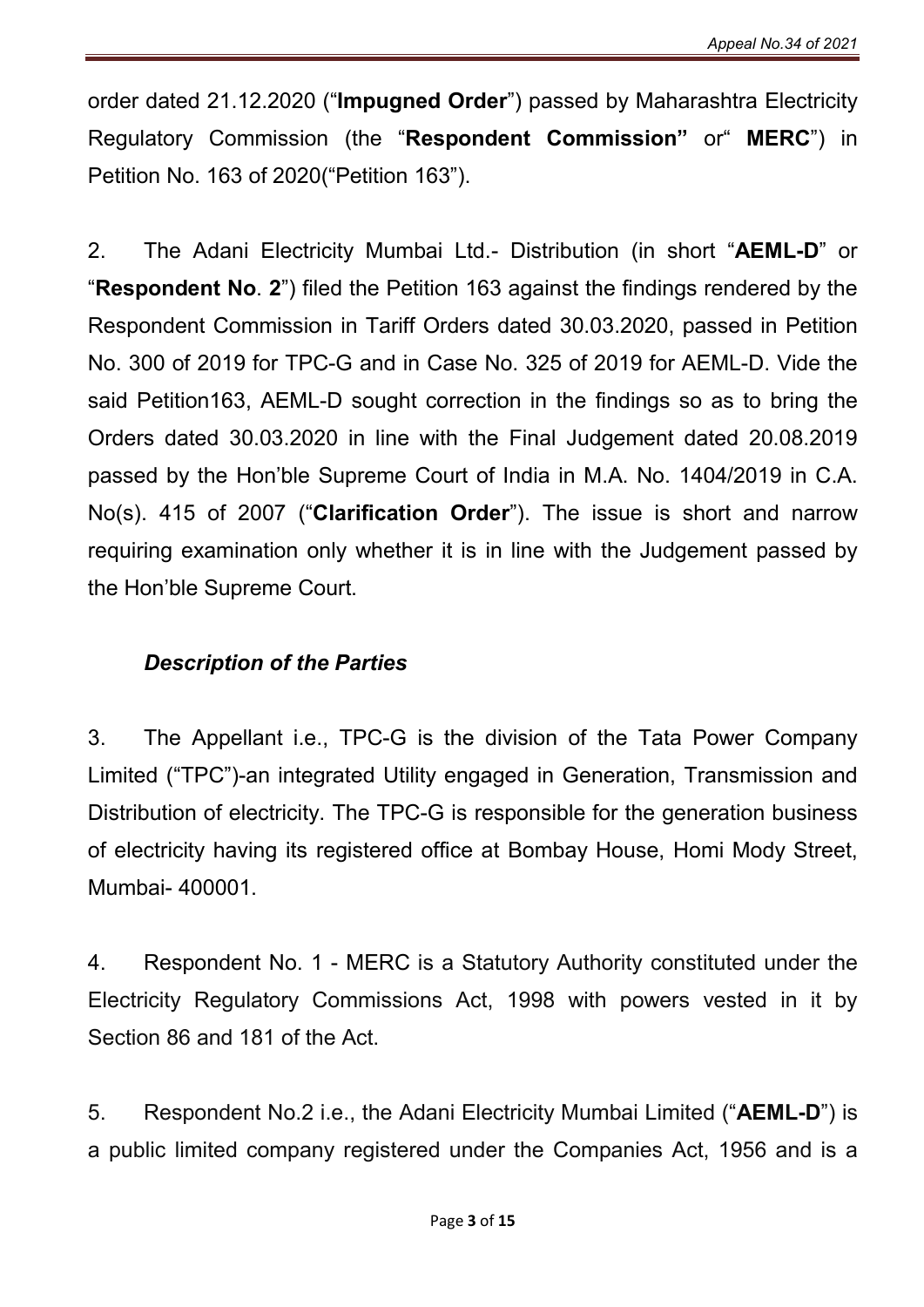order dated 21.12.2020 ("**Impugned Order**") passed by Maharashtra Electricity Regulatory Commission (the "**Respondent Commission"** or" **MERC**") in Petition No. 163 of 2020("Petition 163").

2. The Adani Electricity Mumbai Ltd.- Distribution (in short "**AEML-D**" or "**Respondent No**. **2**") filed the Petition 163 against the findings rendered by the Respondent Commission in Tariff Orders dated 30.03.2020, passed in Petition No. 300 of 2019 for TPC-G and in Case No. 325 of 2019 for AEML-D. Vide the said Petition163, AEML-D sought correction in the findings so as to bring the Orders dated 30.03.2020 in line with the Final Judgement dated 20.08.2019 passed by the Hon'ble Supreme Court of India in M.A. No. 1404/2019 in C.A. No(s). 415 of 2007 ("**Clarification Order**"). The issue is short and narrow requiring examination only whether it is in line with the Judgement passed by the Hon'ble Supreme Court.

### *Description of the Parties*

3. The Appellant i.e., TPC-G is the division of the Tata Power Company Limited ("TPC")-an integrated Utility engaged in Generation, Transmission and Distribution of electricity. The TPC-G is responsible for the generation business of electricity having its registered office at Bombay House, Homi Mody Street, Mumbai- 400001.

4. Respondent No. 1 - MERC is a Statutory Authority constituted under the Electricity Regulatory Commissions Act, 1998 with powers vested in it by Section 86 and 181 of the Act.

5. Respondent No.2 i.e., the Adani Electricity Mumbai Limited ("**AEML-D**") is a public limited company registered under the Companies Act, 1956 and is a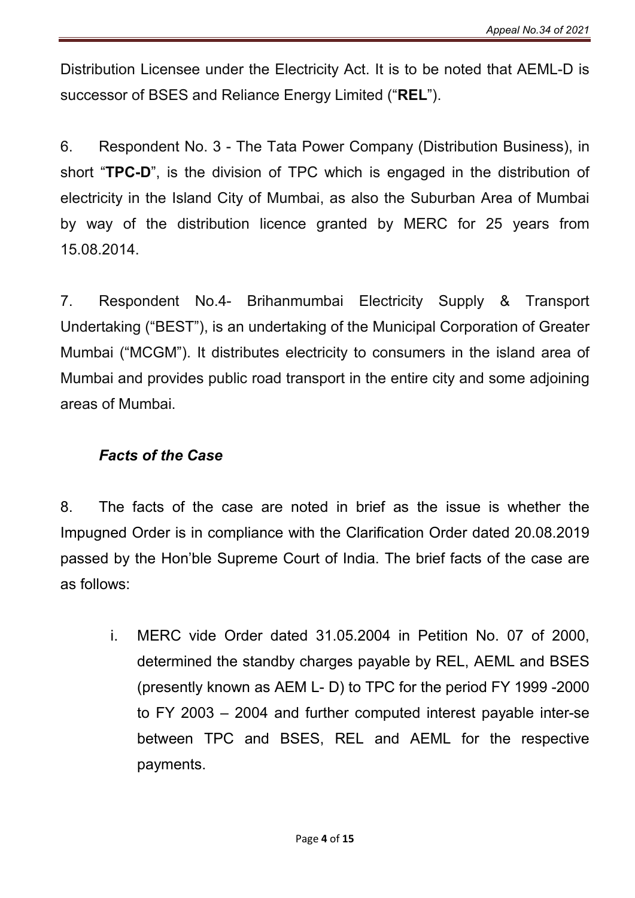Distribution Licensee under the Electricity Act. It is to be noted that AEML-D is successor of BSES and Reliance Energy Limited ("**REL**").

6. Respondent No. 3 - The Tata Power Company (Distribution Business), in short "**TPC-D**", is the division of TPC which is engaged in the distribution of electricity in the Island City of Mumbai, as also the Suburban Area of Mumbai by way of the distribution licence granted by MERC for 25 years from 15.08.2014.

7. Respondent No.4- Brihanmumbai Electricity Supply & Transport Undertaking ("BEST"), is an undertaking of the Municipal Corporation of Greater Mumbai ("MCGM"). It distributes electricity to consumers in the island area of Mumbai and provides public road transport in the entire city and some adjoining areas of Mumbai.

### *Facts of the Case*

8. The facts of the case are noted in brief as the issue is whether the Impugned Order is in compliance with the Clarification Order dated 20.08.2019 passed by the Hon'ble Supreme Court of India. The brief facts of the case are as follows:

i. MERC vide Order dated 31.05.2004 in Petition No. 07 of 2000, determined the standby charges payable by REL, AEML and BSES (presently known as AEM L- D) to TPC for the period FY 1999 -2000 to FY 2003 – 2004 and further computed interest payable inter-se between TPC and BSES, REL and AEML for the respective payments.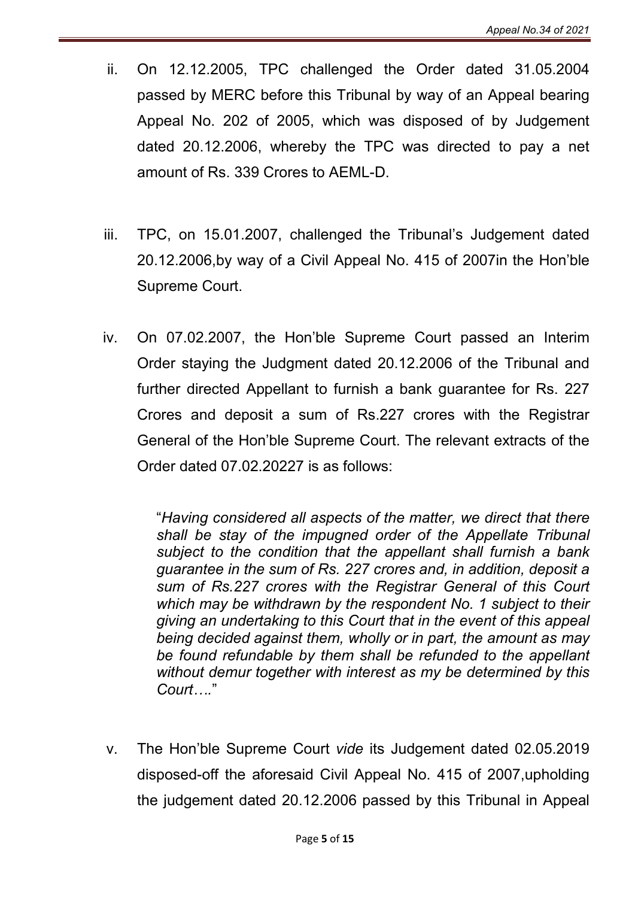ii. On 12.12.2005, TPC challenged the Order dated 31.05.2004 passed by MERC before this Tribunal by way of an Appeal bearing Appeal No. 202 of 2005, which was disposed of by Judgement dated 20.12.2006, whereby the TPC was directed to pay a net amount of Rs. 339 Crores to AEML-D.

iii. TPC, on 15.01.2007, challenged the Tribunal's Judgement dated 20.12.2006,by way of a Civil Appeal No. 415 of 2007in the Hon'ble Supreme Court.

iv. On 07.02.2007, the Hon'ble Supreme Court passed an Interim Order staying the Judgment dated 20.12.2006 of the Tribunal and further directed Appellant to furnish a bank guarantee for Rs. 227 Crores and deposit a sum of Rs.227 crores with the Registrar General of the Hon'ble Supreme Court. The relevant extracts of the Order dated 07.02.20227 is as follows:

> "*Having considered all aspects of the matter, we direct that there shall be stay of the impugned order of the Appellate Tribunal subject to the condition that the appellant shall furnish a bank guarantee in the sum of Rs. 227 crores and, in addition, deposit a sum of Rs.227 crores with the Registrar General of this Court which may be withdrawn by the respondent No. 1 subject to their giving an undertaking to this Court that in the event of this appeal being decided against them, wholly or in part, the amount as may be found refundable by them shall be refunded to the appellant without demur together with interest as my be determined by this Court….*"

v. The Hon'ble Supreme Court *vide* its Judgement dated 02.05.2019 disposed-off the aforesaid Civil Appeal No. 415 of 2007,upholding the judgement dated 20.12.2006 passed by this Tribunal in Appeal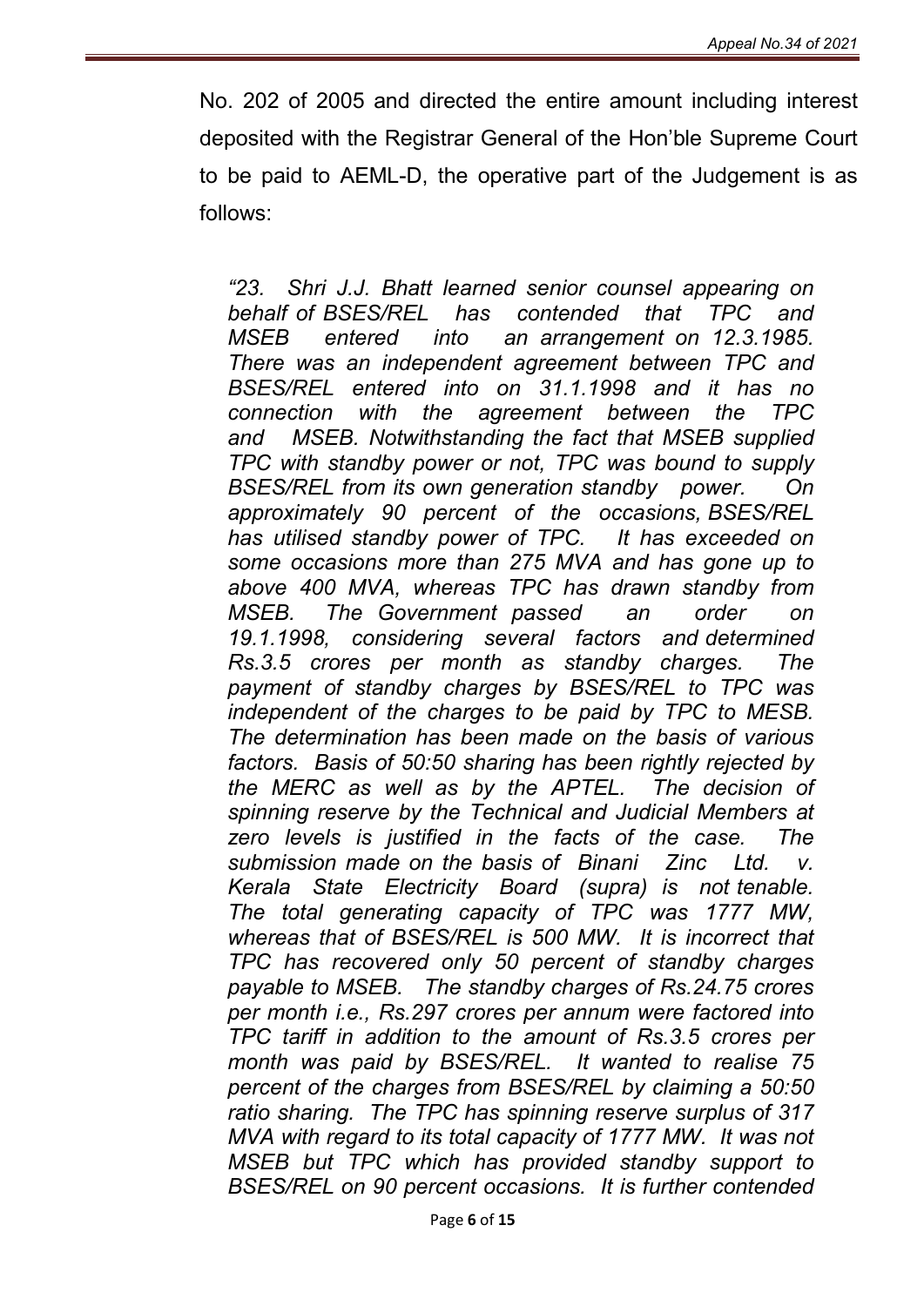No. 202 of 2005 and directed the entire amount including interest deposited with the Registrar General of the Hon'ble Supreme Court to be paid to AEML-D, the operative part of the Judgement is as follows:

*"23. Shri J.J. Bhatt learned senior counsel appearing on behalf of BSES/REL has contended that TPC and MSEB entered into an arrangement on 12.3.1985. There was an independent agreement between TPC and BSES/REL entered into on 31.1.1998 and it has no connection with the agreement between the TPC and MSEB. Notwithstanding the fact that MSEB supplied TPC with standby power or not, TPC was bound to supply BSES/REL from its own generation standby power. On approximately 90 percent of the occasions, BSES/REL has utilised standby power of TPC. It has exceeded on some occasions more than 275 MVA and has gone up to above 400 MVA, whereas TPC has drawn standby from MSEB. The Government passed an order on 19.1.1998, considering several factors and determined Rs.3.5 crores per month as standby charges. The payment of standby charges by BSES/REL to TPC was independent of the charges to be paid by TPC to MESB. The determination has been made on the basis of various factors. Basis of 50:50 sharing has been rightly rejected by the MERC as well as by the APTEL. The decision of spinning reserve by the Technical and Judicial Members at zero levels is justified in the facts of the case. The submission made on the basis of Binani Zinc Ltd. v. Kerala State Electricity Board (supra) is not tenable. The total generating capacity of TPC was 1777 MW, whereas that of BSES/REL is 500 MW. It is incorrect that TPC has recovered only 50 percent of standby charges payable to MSEB. The standby charges of Rs.24.75 crores per month i.e., Rs.297 crores per annum were factored into TPC tariff in addition to the amount of Rs.3.5 crores per month was paid by BSES/REL. It wanted to realise 75 percent of the charges from BSES/REL by claiming a 50:50 ratio sharing. The TPC has spinning reserve surplus of 317 MVA with regard to its total capacity of 1777 MW. It was not MSEB but TPC which has provided standby support to BSES/REL on 90 percent occasions. It is further contended*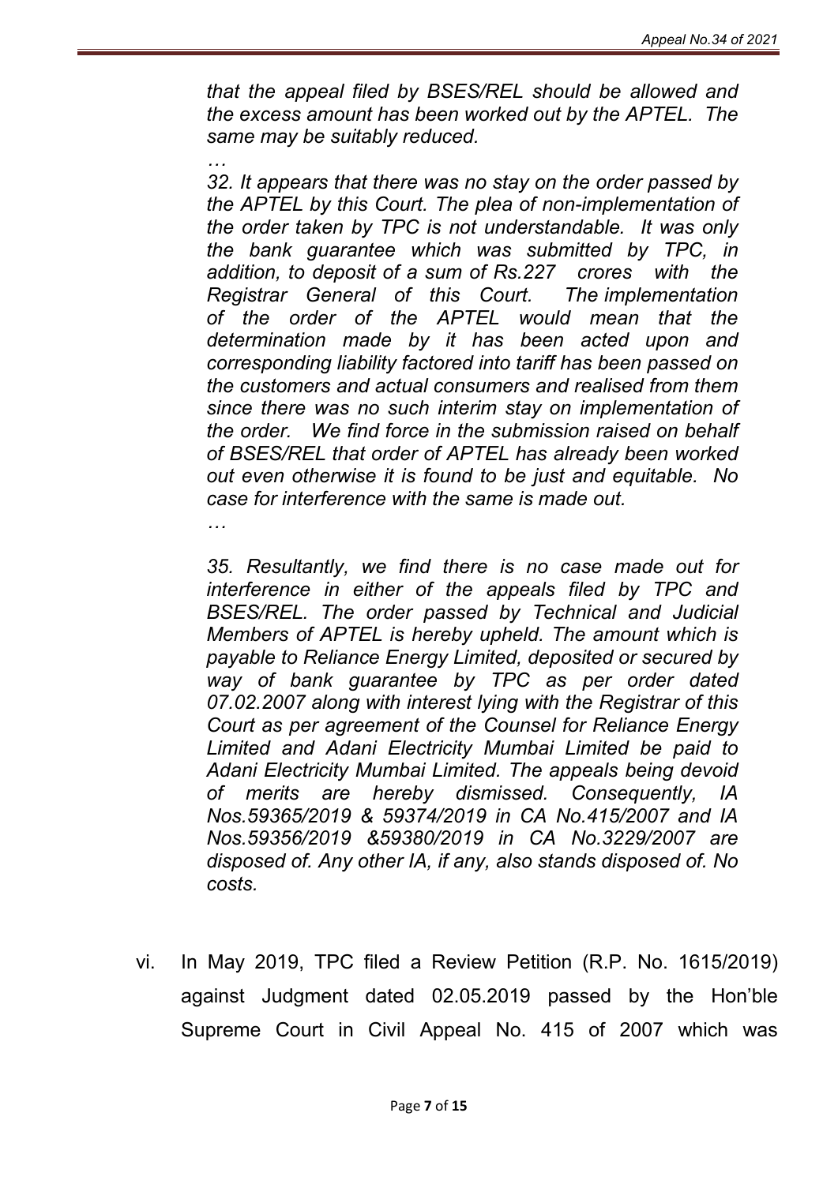*that the appeal filed by BSES/REL should be allowed and the excess amount has been worked out by the APTEL. The same may be suitably reduced.*

*…*

*32. It appears that there was no stay on the order passed by the APTEL by this Court. The plea of non-implementation of the order taken by TPC is not understandable. It was only the bank guarantee which was submitted by TPC, in addition, to deposit of a sum of Rs.227 crores with the Registrar General of this Court. The implementation of the order of the APTEL would mean that the determination made by it has been acted upon and corresponding liability factored into tariff has been passed on the customers and actual consumers and realised from them since there was no such interim stay on implementation of the order. We find force in the submission raised on behalf of BSES/REL that order of APTEL has already been worked out even otherwise it is found to be just and equitable. No case for interference with the same is made out.*

*…*

*35. Resultantly, we find there is no case made out for interference in either of the appeals filed by TPC and BSES/REL. The order passed by Technical and Judicial Members of APTEL is hereby upheld. The amount which is payable to Reliance Energy Limited, deposited or secured by way of bank guarantee by TPC as per order dated 07.02.2007 along with interest lying with the Registrar of this Court as per agreement of the Counsel for Reliance Energy Limited and Adani Electricity Mumbai Limited be paid to Adani Electricity Mumbai Limited. The appeals being devoid of merits are hereby dismissed. Consequently, IA Nos.59365/2019 & 59374/2019 in CA No.415/2007 and IA Nos.59356/2019 &59380/2019 in CA No.3229/2007 are disposed of. Any other IA, if any, also stands disposed of. No costs.*

vi. In May 2019, TPC filed a Review Petition (R.P. No. 1615/2019) against Judgment dated 02.05.2019 passed by the Hon'ble Supreme Court in Civil Appeal No. 415 of 2007 which was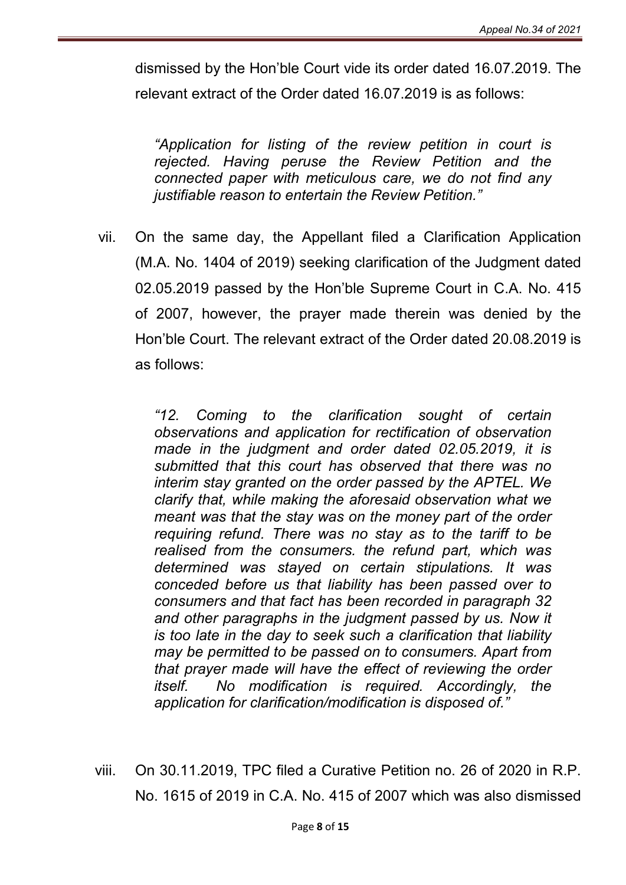dismissed by the Hon'ble Court vide its order dated 16.07.2019. The relevant extract of the Order dated 16.07.2019 is as follows:

> *"Application for listing of the review petition in court is rejected. Having peruse the Review Petition and the connected paper with meticulous care, we do not find any justifiable reason to entertain the Review Petition."*

vii. On the same day, the Appellant filed a Clarification Application (M.A. No. 1404 of 2019) seeking clarification of the Judgment dated 02.05.2019 passed by the Hon'ble Supreme Court in C.A. No. 415 of 2007, however, the prayer made therein was denied by the Hon'ble Court. The relevant extract of the Order dated 20.08.2019 is as follows:

> *"12. Coming to the clarification sought of certain observations and application for rectification of observation made in the judgment and order dated 02.05.2019, it is submitted that this court has observed that there was no interim stay granted on the order passed by the APTEL. We clarify that, while making the aforesaid observation what we meant was that the stay was on the money part of the order requiring refund. There was no stay as to the tariff to be realised from the consumers. the refund part, which was determined was stayed on certain stipulations. It was conceded before us that liability has been passed over to consumers and that fact has been recorded in paragraph 32 and other paragraphs in the judgment passed by us. Now it is too late in the day to seek such a clarification that liability may be permitted to be passed on to consumers. Apart from that prayer made will have the effect of reviewing the order itself. No modification is required. Accordingly, the application for clarification/modification is disposed of."*

viii. On 30.11.2019, TPC filed a Curative Petition no. 26 of 2020 in R.P. No. 1615 of 2019 in C.A. No. 415 of 2007 which was also dismissed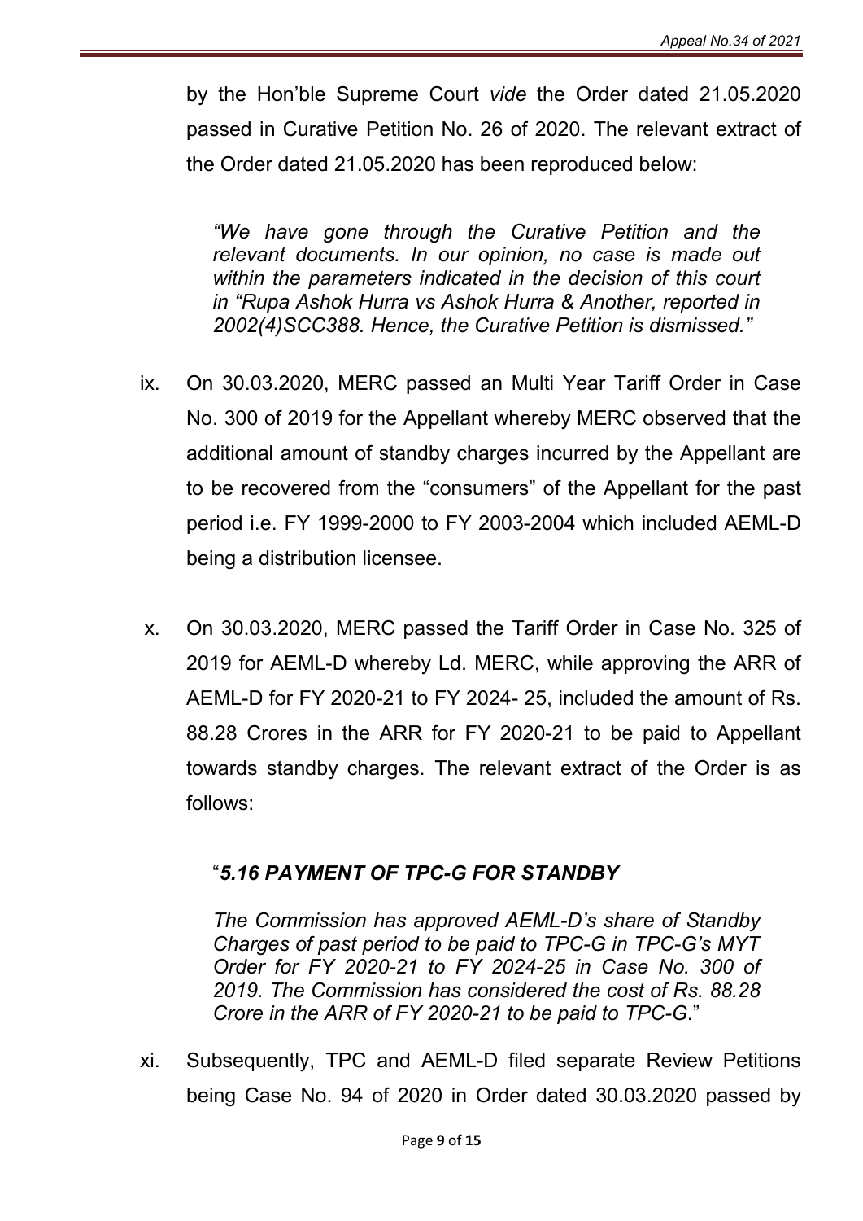by the Hon'ble Supreme Court *vide* the Order dated 21.05.2020 passed in Curative Petition No. 26 of 2020. The relevant extract of the Order dated 21.05.2020 has been reproduced below:

> *"We have gone through the Curative Petition and the relevant documents. In our opinion, no case is made out within the parameters indicated in the decision of this court in "Rupa Ashok Hurra vs Ashok Hurra & Another, reported in 2002(4)SCC388. Hence, the Curative Petition is dismissed."*

ix. On 30.03.2020, MERC passed an Multi Year Tariff Order in Case No. 300 of 2019 for the Appellant whereby MERC observed that the additional amount of standby charges incurred by the Appellant are to be recovered from the "consumers" of the Appellant for the past period i.e. FY 1999-2000 to FY 2003-2004 which included AEML-D being a distribution licensee.

x. On 30.03.2020, MERC passed the Tariff Order in Case No. 325 of 2019 for AEML-D whereby Ld. MERC, while approving the ARR of AEML-D for FY 2020-21 to FY 2024- 25, included the amount of Rs. 88.28 Crores in the ARR for FY 2020-21 to be paid to Appellant towards standby charges. The relevant extract of the Order is as follows:

> "***5.16 PAYMENT OF TPC-G FOR STANDBY***
>
> *The Commission has approved AEML-D's share of Standby Charges of past period to be paid to TPC-G in TPC-G's MYT Order for FY 2020-21 to FY 2024-25 in Case No. 300 of 2019. The Commission has considered the cost of Rs. 88.28 Crore in the ARR of FY 2020-21 to be paid to TPC-G.*"

xi. Subsequently, TPC and AEML-D filed separate Review Petitions being Case No. 94 of 2020 in Order dated 30.03.2020 passed by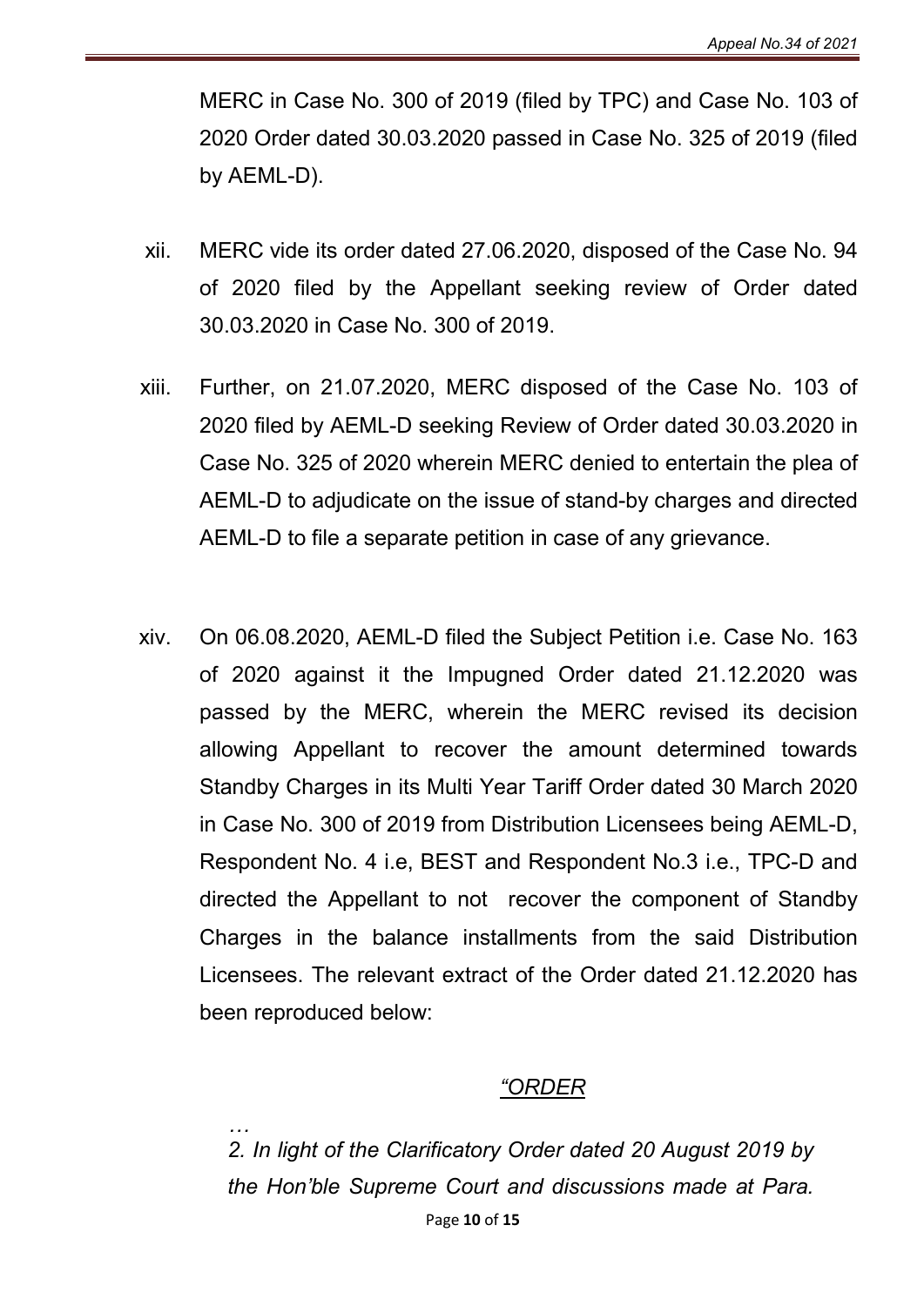MERC in Case No. 300 of 2019 (filed by TPC) and Case No. 103 of 2020 Order dated 30.03.2020 passed in Case No. 325 of 2019 (filed by AEML-D).

xii. MERC vide its order dated 27.06.2020, disposed of the Case No. 94 of 2020 filed by the Appellant seeking review of Order dated 30.03.2020 in Case No. 300 of 2019.

xiii. Further, on 21.07.2020, MERC disposed of the Case No. 103 of 2020 filed by AEML-D seeking Review of Order dated 30.03.2020 in Case No. 325 of 2020 wherein MERC denied to entertain the plea of AEML-D to adjudicate on the issue of stand-by charges and directed AEML-D to file a separate petition in case of any grievance.

xiv. On 06.08.2020, AEML-D filed the Subject Petition i.e. Case No. 163 of 2020 against it the Impugned Order dated 21.12.2020 was passed by the MERC, wherein the MERC revised its decision allowing Appellant to recover the amount determined towards Standby Charges in its Multi Year Tariff Order dated 30 March 2020 in Case No. 300 of 2019 from Distribution Licensees being AEML-D, Respondent No. 4 i.e, BEST and Respondent No.3 i.e., TPC-D and directed the Appellant to not recover the component of Standby Charges in the balance installments from the said Distribution Licensees. The relevant extract of the Order dated 21.12.2020 has been reproduced below:

<u>*"ORDER*</u>

*…*

*2. In light of the Clarificatory Order dated 20 August 2019 by the Hon'ble Supreme Court and discussions made at Para.*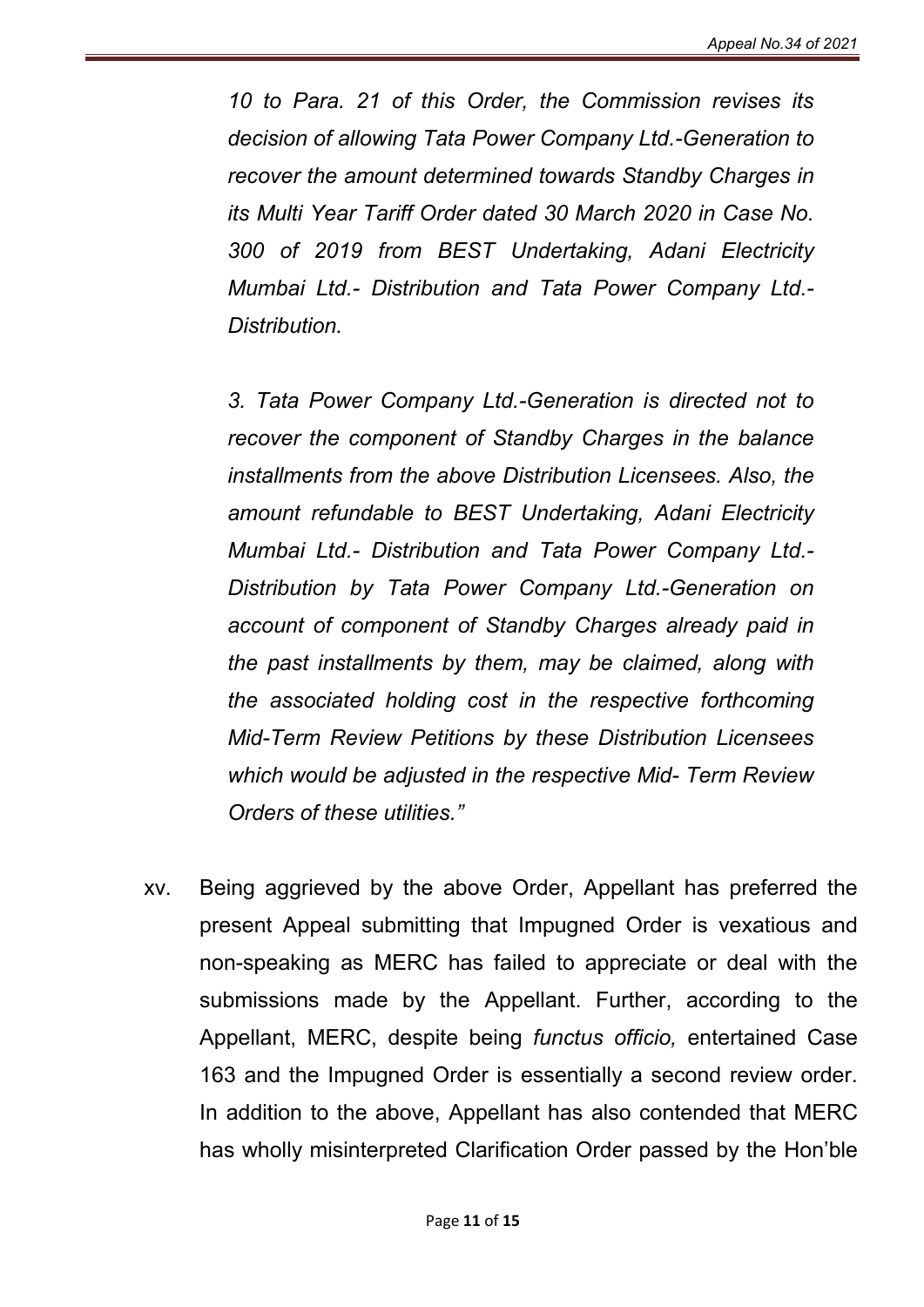*10 to Para. 21 of this Order, the Commission revises its decision of allowing Tata Power Company Ltd.-Generation to recover the amount determined towards Standby Charges in its Multi Year Tariff Order dated 30 March 2020 in Case No. 300 of 2019 from BEST Undertaking, Adani Electricity Mumbai Ltd.- Distribution and Tata Power Company Ltd.- Distribution.*

*3. Tata Power Company Ltd.-Generation is directed not to recover the component of Standby Charges in the balance installments from the above Distribution Licensees. Also, the amount refundable to BEST Undertaking, Adani Electricity Mumbai Ltd.- Distribution and Tata Power Company Ltd.- Distribution by Tata Power Company Ltd.-Generation on account of component of Standby Charges already paid in the past installments by them, may be claimed, along with the associated holding cost in the respective forthcoming Mid-Term Review Petitions by these Distribution Licensees which would be adjusted in the respective Mid- Term Review Orders of these utilities."*

xv. Being aggrieved by the above Order, Appellant has preferred the present Appeal submitting that Impugned Order is vexatious and non-speaking as MERC has failed to appreciate or deal with the submissions made by the Appellant. Further, according to the Appellant, MERC, despite being *functus officio,* entertained Case 163 and the Impugned Order is essentially a second review order. In addition to the above, Appellant has also contended that MERC has wholly misinterpreted Clarification Order passed by the Hon'ble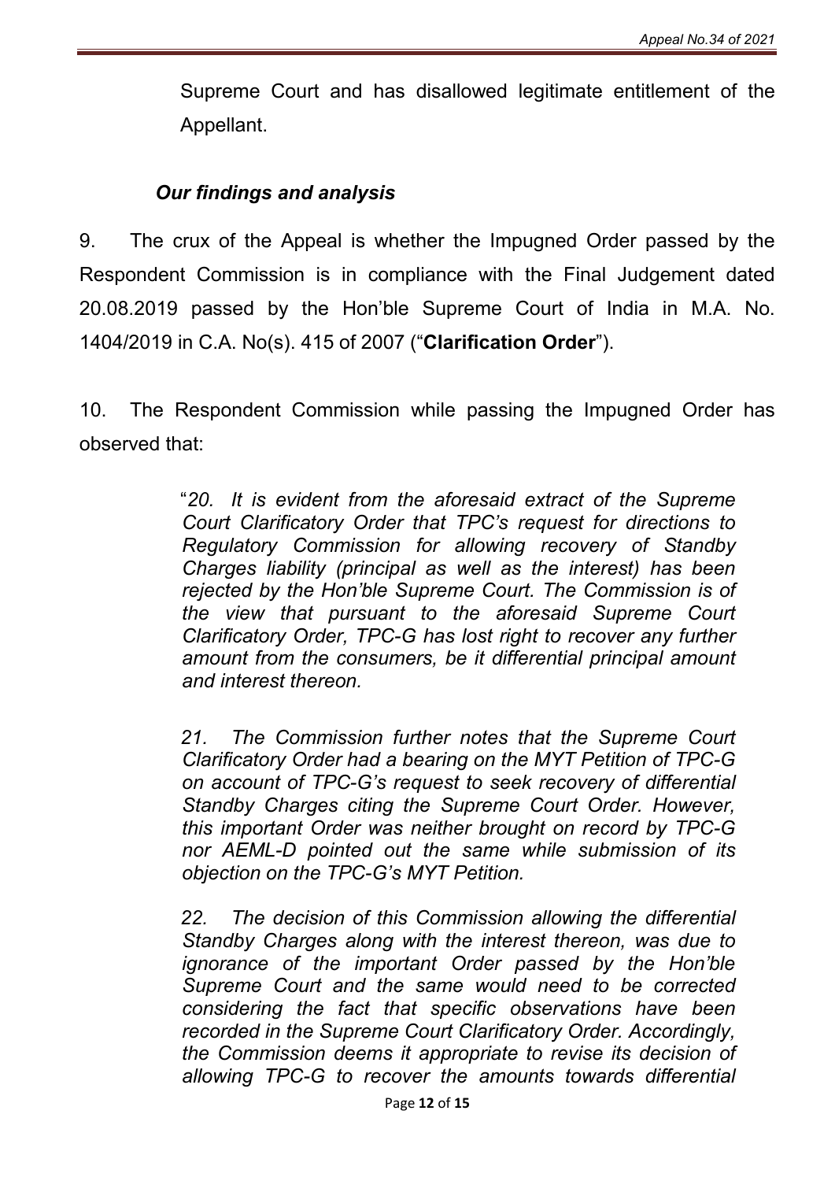Supreme Court and has disallowed legitimate entitlement of the Appellant.

***Our findings and analysis***

9. The crux of the Appeal is whether the Impugned Order passed by the Respondent Commission is in compliance with the Final Judgement dated 20.08.2019 passed by the Hon'ble Supreme Court of India in M.A. No. 1404/2019 in C.A. No(s). 415 of 2007 ("**Clarification Order**").

10. The Respondent Commission while passing the Impugned Order has observed that:

> "*20. It is evident from the aforesaid extract of the Supreme Court Clarificatory Order that TPC's request for directions to Regulatory Commission for allowing recovery of Standby Charges liability (principal as well as the interest) has been rejected by the Hon'ble Supreme Court. The Commission is of the view that pursuant to the aforesaid Supreme Court Clarificatory Order, TPC-G has lost right to recover any further amount from the consumers, be it differential principal amount and interest thereon.*
>
> *21. The Commission further notes that the Supreme Court Clarificatory Order had a bearing on the MYT Petition of TPC-G on account of TPC-G's request to seek recovery of differential Standby Charges citing the Supreme Court Order. However, this important Order was neither brought on record by TPC-G nor AEML-D pointed out the same while submission of its objection on the TPC-G's MYT Petition.*
>
> *22. The decision of this Commission allowing the differential Standby Charges along with the interest thereon, was due to ignorance of the important Order passed by the Hon'ble Supreme Court and the same would need to be corrected considering the fact that specific observations have been recorded in the Supreme Court Clarificatory Order. Accordingly, the Commission deems it appropriate to revise its decision of allowing TPC-G to recover the amounts towards differential*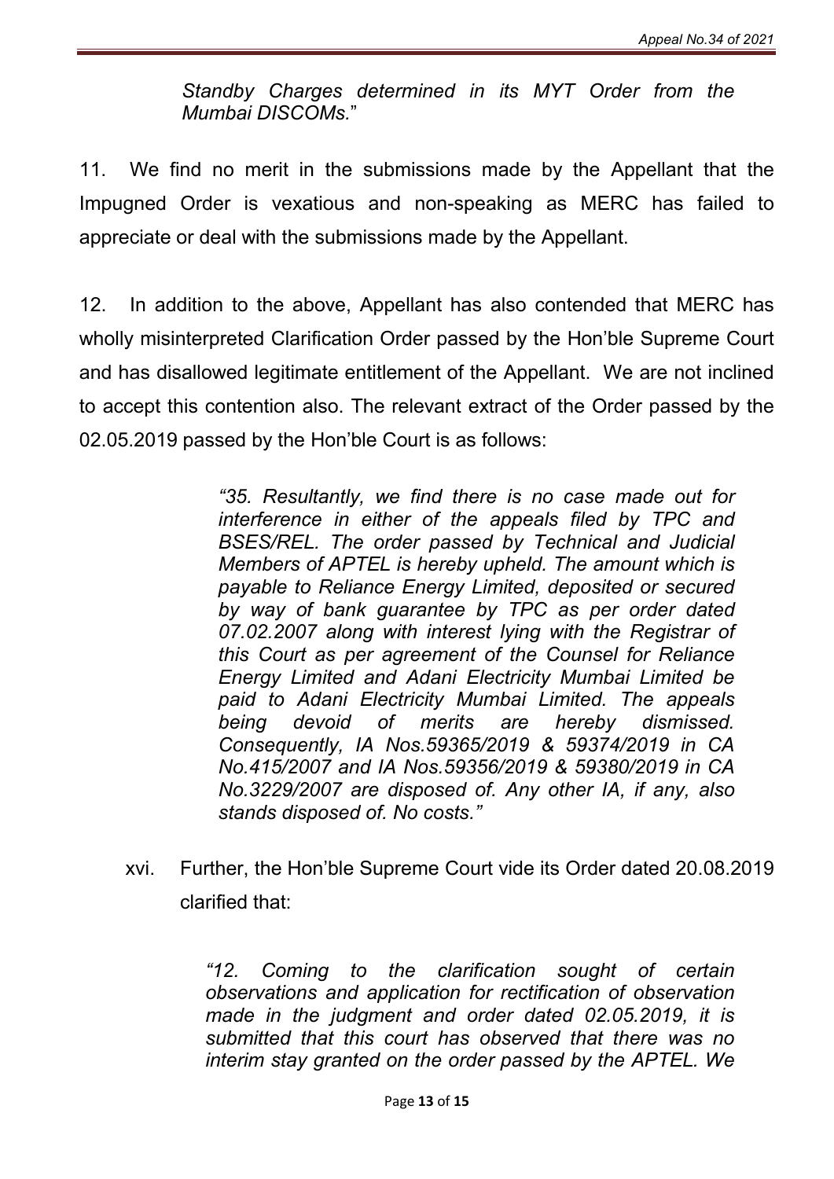*Standby Charges determined in its MYT Order from the Mumbai DISCOMs.*"

11. We find no merit in the submissions made by the Appellant that the Impugned Order is vexatious and non-speaking as MERC has failed to appreciate or deal with the submissions made by the Appellant.

12. In addition to the above, Appellant has also contended that MERC has wholly misinterpreted Clarification Order passed by the Hon'ble Supreme Court and has disallowed legitimate entitlement of the Appellant. We are not inclined to accept this contention also. The relevant extract of the Order passed by the 02.05.2019 passed by the Hon'ble Court is as follows:

> *"35. Resultantly, we find there is no case made out for interference in either of the appeals filed by TPC and BSES/REL. The order passed by Technical and Judicial Members of APTEL is hereby upheld. The amount which is payable to Reliance Energy Limited, deposited or secured by way of bank guarantee by TPC as per order dated 07.02.2007 along with interest lying with the Registrar of this Court as per agreement of the Counsel for Reliance Energy Limited and Adani Electricity Mumbai Limited be paid to Adani Electricity Mumbai Limited. The appeals being devoid of merits are hereby dismissed. Consequently, IA Nos.59365/2019 & 59374/2019 in CA No.415/2007 and IA Nos.59356/2019 & 59380/2019 in CA No.3229/2007 are disposed of. Any other IA, if any, also stands disposed of. No costs."*

xvi. Further, the Hon'ble Supreme Court vide its Order dated 20.08.2019 clarified that:

> *"12. Coming to the clarification sought of certain observations and application for rectification of observation made in the judgment and order dated 02.05.2019, it is submitted that this court has observed that there was no interim stay granted on the order passed by the APTEL. We*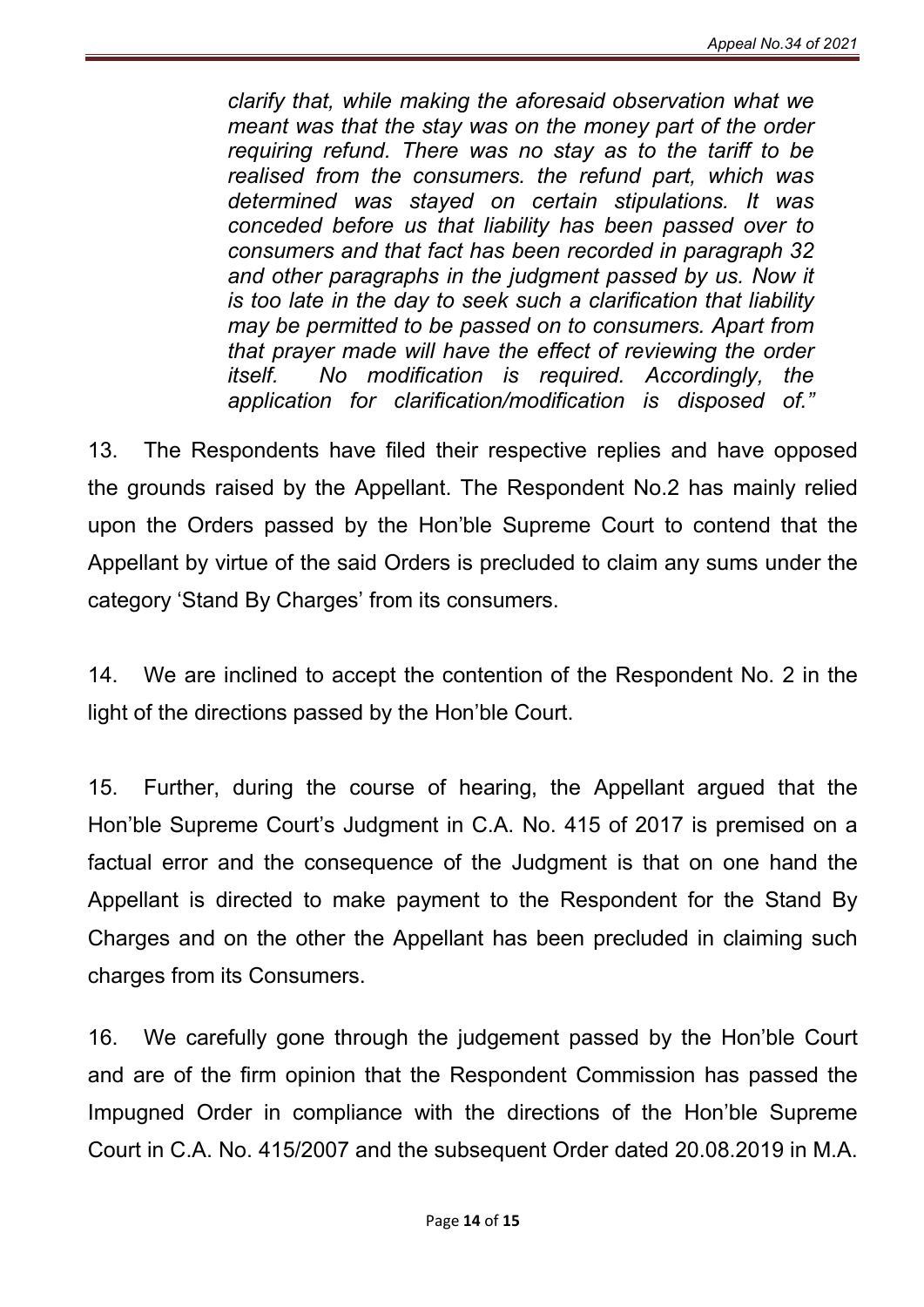*clarify that, while making the aforesaid observation what we meant was that the stay was on the money part of the order requiring refund. There was no stay as to the tariff to be realised from the consumers. the refund part, which was determined was stayed on certain stipulations. It was conceded before us that liability has been passed over to consumers and that fact has been recorded in paragraph 32 and other paragraphs in the judgment passed by us. Now it is too late in the day to seek such a clarification that liability may be permitted to be passed on to consumers. Apart from that prayer made will have the effect of reviewing the order itself. No modification is required. Accordingly, the application for clarification/modification is disposed of."*

13. The Respondents have filed their respective replies and have opposed the grounds raised by the Appellant. The Respondent No.2 has mainly relied upon the Orders passed by the Hon'ble Supreme Court to contend that the Appellant by virtue of the said Orders is precluded to claim any sums under the category 'Stand By Charges' from its consumers.

14. We are inclined to accept the contention of the Respondent No. 2 in the light of the directions passed by the Hon'ble Court.

15. Further, during the course of hearing, the Appellant argued that the Hon'ble Supreme Court's Judgment in C.A. No. 415 of 2017 is premised on a factual error and the consequence of the Judgment is that on one hand the Appellant is directed to make payment to the Respondent for the Stand By Charges and on the other the Appellant has been precluded in claiming such charges from its Consumers.

16. We carefully gone through the judgement passed by the Hon'ble Court and are of the firm opinion that the Respondent Commission has passed the Impugned Order in compliance with the directions of the Hon'ble Supreme Court in C.A. No. 415/2007 and the subsequent Order dated 20.08.2019 in M.A.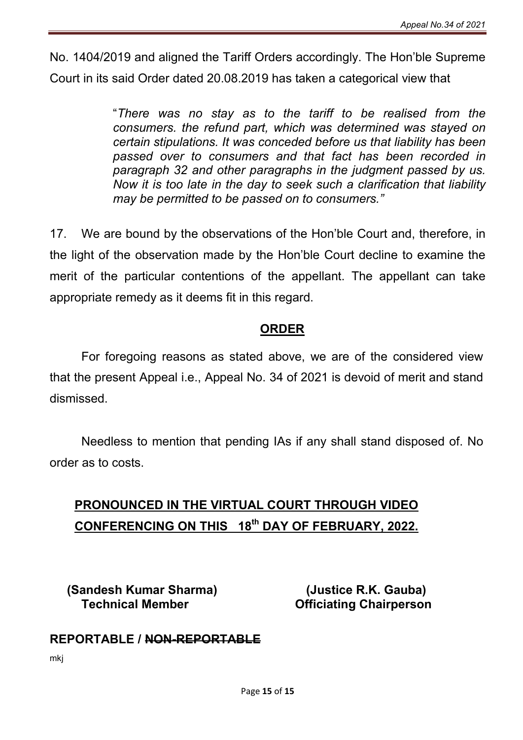No. 1404/2019 and aligned the Tariff Orders accordingly. The Hon'ble Supreme Court in its said Order dated 20.08.2019 has taken a categorical view that

> "*There was no stay as to the tariff to be realised from the consumers. the refund part, which was determined was stayed on certain stipulations. It was conceded before us that liability has been passed over to consumers and that fact has been recorded in paragraph 32 and other paragraphs in the judgment passed by us. Now it is too late in the day to seek such a clarification that liability may be permitted to be passed on to consumers.*"

17. We are bound by the observations of the Hon'ble Court and, therefore, in the light of the observation made by the Hon'ble Court decline to examine the merit of the particular contentions of the appellant. The appellant can take appropriate remedy as it deems fit in this regard.

## **ORDER**

For foregoing reasons as stated above, we are of the considered view that the present Appeal i.e., Appeal No. 34 of 2021 is devoid of merit and stand dismissed.

Needless to mention that pending IAs if any shall stand disposed of. No order as to costs.

**PRONOUNCED IN THE VIRTUAL COURT THROUGH VIDEO CONFERENCING ON THIS 18th DAY OF FEBRUARY, 2022.**

**(Sandesh Kumar Sharma)**
**Technical Member**

**(Justice R.K. Gauba)**
**Officiating Chairperson**

**REPORTABLE / ~~NON-REPORTABLE~~**

mkj